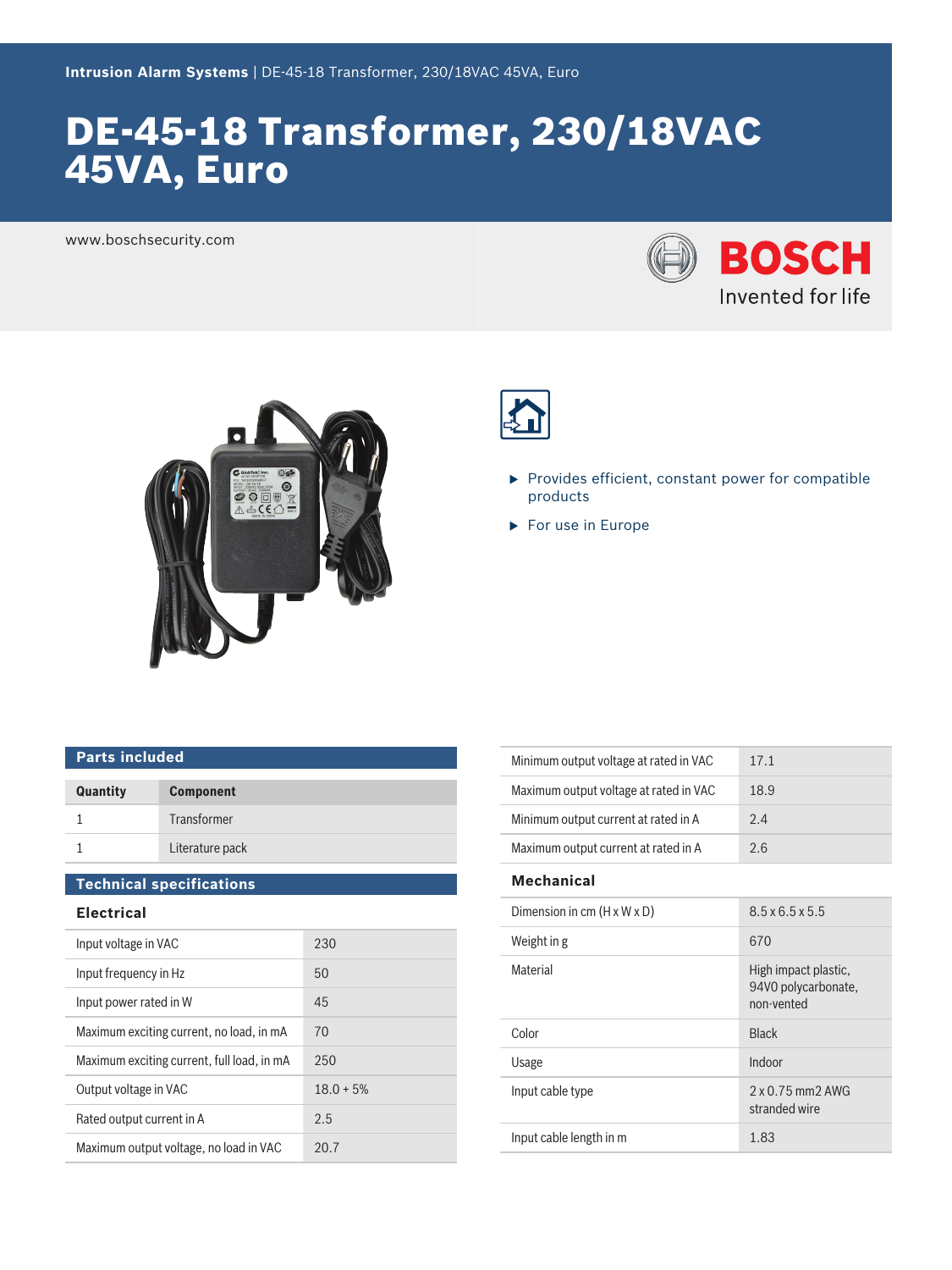Intrusion Alarm Systems | DE-45-18 Transformer, 230/18VAC 45VA, Euro

# DE-45-18 Transformer, 230/18VAC 45VA, Euro

www.boschsecurity.com

- Provides efficient, constant power for compatible products
- For use in Europe

## Parts included

| Quantity | Component |
| --- | --- |
| 1 | Transformer |
| 1 | Literature pack |

## Technical specifications

### Electrical

| | |
| --- | --- |
| Input voltage in VAC | 230 |
| Input frequency in Hz | 50 |
| Input power rated in W | 45 |
| Maximum exciting current, no load, in mA | 70 |
| Maximum exciting current, full load, in mA | 250 |
| Output voltage in VAC | 18.0 + 5% |
| Rated output current in A | 2.5 |
| Maximum output voltage, no load in VAC | 20.7 |
| Minimum output voltage at rated in VAC | 17.1 |
| Maximum output voltage at rated in VAC | 18.9 |
| Minimum output current at rated in A | 2.4 |
| Maximum output current at rated in A | 2.6 |

### Mechanical

| | |
| --- | --- |
| Dimension in cm (H x W x D) | 8.5 x 6.5 x 5.5 |
| Weight in g | 670 |
| Material | High impact plastic, 94V0 polycarbonate, non-vented |
| Color | Black |
| Usage | Indoor |
| Input cable type | 2 x 0.75 mm2 AWG stranded wire |
| Input cable length in m | 1.83 |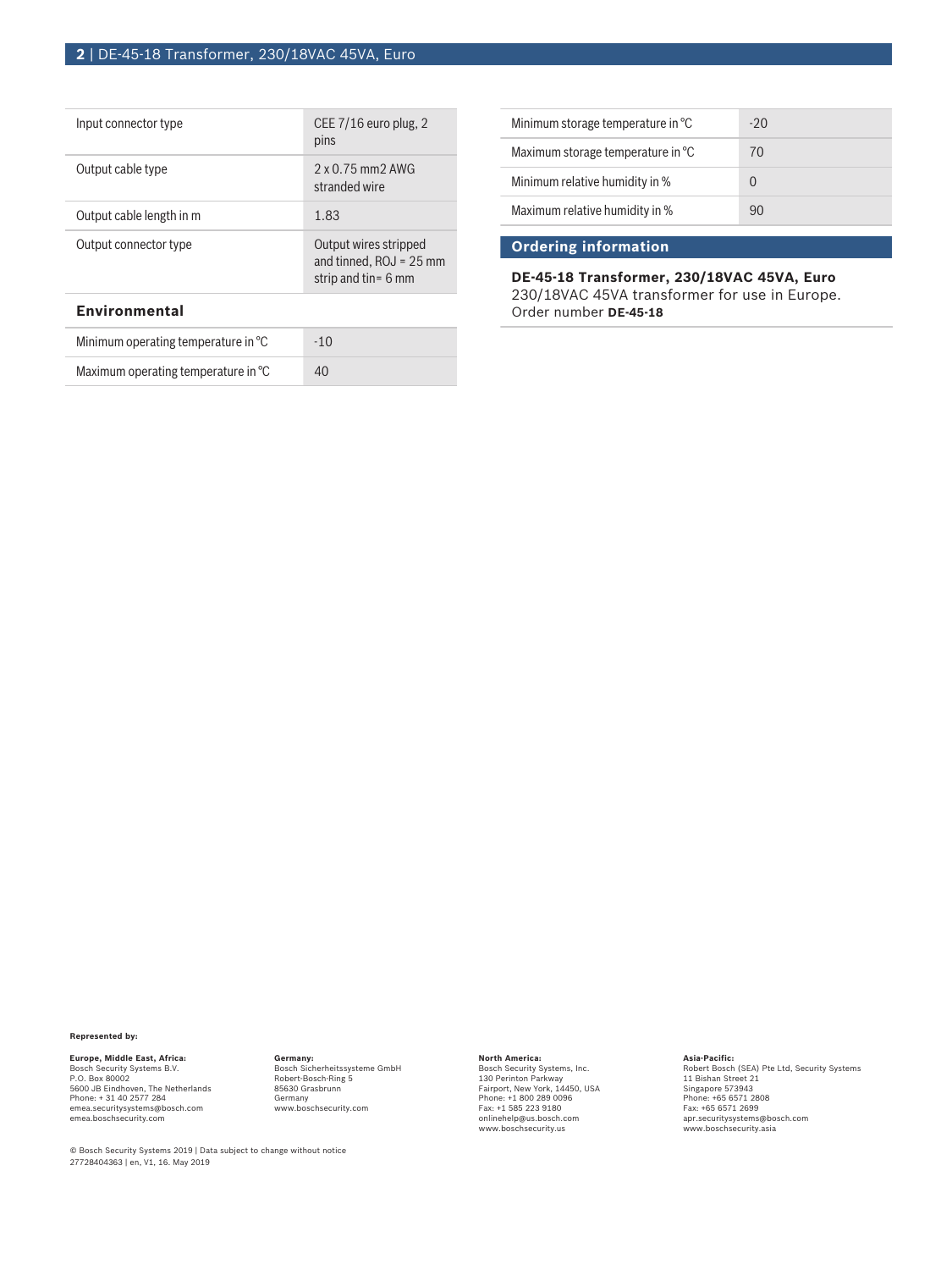| | |
|---|---|
| Input connector type | CEE 7/16 euro plug, 2 pins |
| Output cable type | 2 x 0.75 mm2 AWG stranded wire |
| Output cable length in m | 1.83 |
| Output connector type | Output wires stripped and tinned, ROJ = 25 mm strip and tin= 6 mm |

## Environmental

| | |
|---|---|
| Minimum operating temperature in °C | -10 |
| Maximum operating temperature in °C | 40 |
| Minimum storage temperature in °C | -20 |
| Maximum storage temperature in °C | 70 |
| Minimum relative humidity in % | 0 |
| Maximum relative humidity in % | 90 |

## Ordering information

**DE-45-18 Transformer, 230/18VAC 45VA, Euro**
230/18VAC 45VA transformer for use in Europe.
Order number **DE-45-18**

**Represented by:**

**Europe, Middle East, Africa:**
Bosch Security Systems B.V.
P.O. Box 80002
5600 JB Eindhoven, The Netherlands
Phone: + 31 40 2577 284
emea.securitysystems@bosch.com
emea.boschsecurity.com

**Germany:**
Bosch Sicherheitssysteme GmbH
Robert-Bosch-Ring 5
85630 Grasbrunn
Germany
www.boschsecurity.com

**North America:**
Bosch Security Systems, Inc.
130 Perinton Parkway
Fairport, New York, 14450, USA
Phone: +1 800 289 0096
Fax: +1 585 223 9180
onlinehelp@us.bosch.com
www.boschsecurity.us

**Asia-Pacific:**
Robert Bosch (SEA) Pte Ltd, Security Systems
11 Bishan Street 21
Singapore 573943
Phone: +65 6571 2808
Fax: +65 6571 2699
apr.securitysystems@bosch.com
www.boschsecurity.asia

© Bosch Security Systems 2019 | Data subject to change without notice
27728404363 | en, V1, 16. May 2019